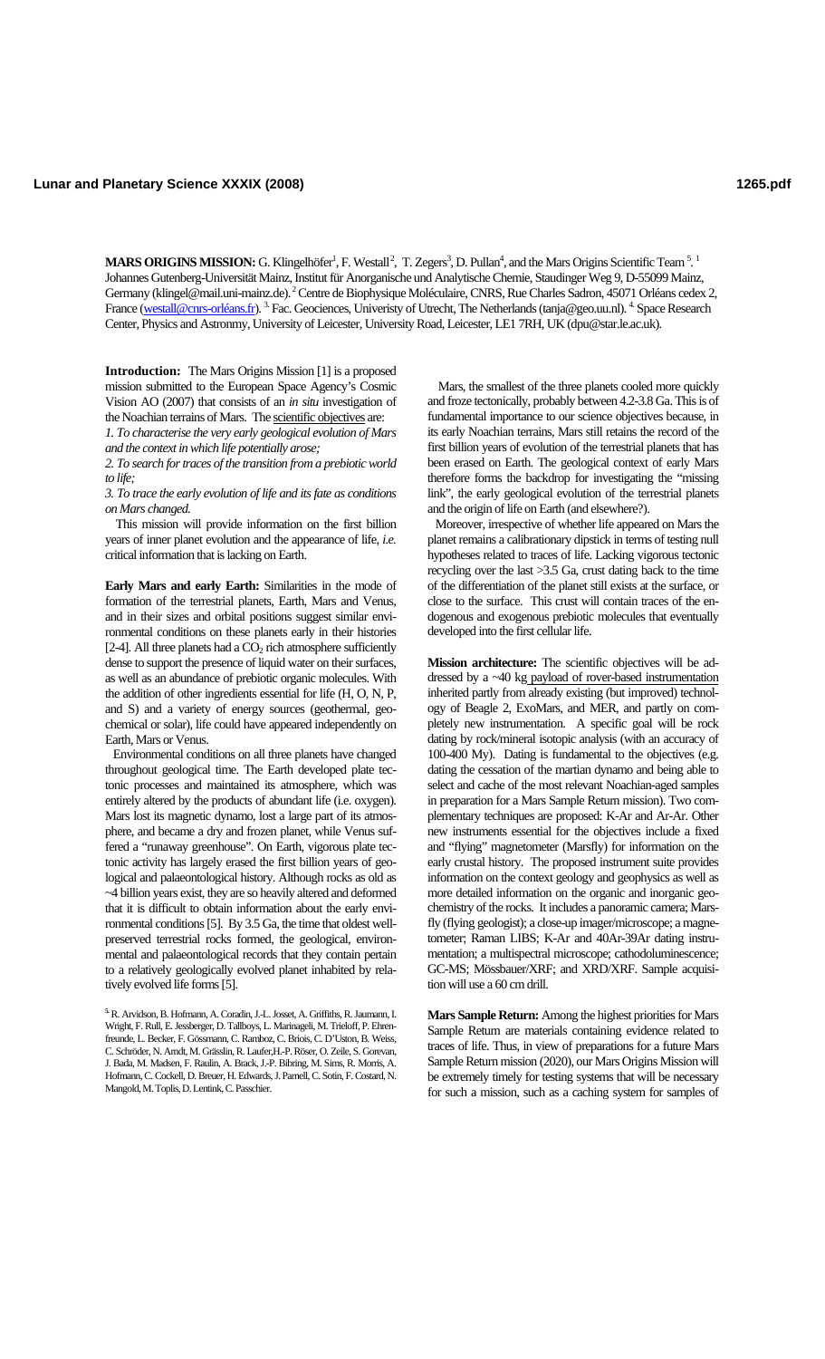**MARS ORIGINS MISSION:** G. Klingelhöfer[1], F. Westall[2], T. Zegers[3], D. Pullan[4], and the Mars Origins Scientific Team [5]. [1] Johannes Gutenberg-Universität Mainz, Institut für Anorganische und Analytische Chemie, Staudinger Weg 9, D-55099 Mainz, Germany (klingel@mail.uni-mainz.de). [2] Centre de Biophysique Moléculaire, CNRS, Rue Charles Sadron, 45071 Orléans cedex 2, France (westall@cnrs-orléans.fr). [3] Fac. Geociences, Univeristy of Utrecht, The Netherlands (tanja@geo.uu.nl). [4] Space Research Center, Physics and Astronmy, University of Leicester, University Road, Leicester, LE1 7RH, UK (dpu@star.le.ac.uk).

**Introduction:** The Mars Origins Mission [1] is a proposed mission submitted to the European Space Agency's Cosmic Vision AO (2007) that consists of an *in situ* investigation of the Noachian terrains of Mars. The scientific objectives are:

*1. To characterise the very early geological evolution of Mars and the context in which life potentially arose;*

*2. To search for traces of the transition from a prebiotic world to life;*

*3. To trace the early evolution of life and its fate as conditions on Mars changed.*

This mission will provide information on the first billion years of inner planet evolution and the appearance of life, *i.e.* critical information that is lacking on Earth.

**Early Mars and early Earth:** Similarities in the mode of formation of the terrestrial planets, Earth, Mars and Venus, and in their sizes and orbital positions suggest similar environmental conditions on these planets early in their histories [2-4]. All three planets had a $CO_2$ rich atmosphere sufficiently dense to support the presence of liquid water on their surfaces, as well as an abundance of prebiotic organic molecules. With the addition of other ingredients essential for life (H, O, N, P, and S) and a variety of energy sources (geothermal, geochemical or solar), life could have appeared independently on Earth, Mars or Venus.

Environmental conditions on all three planets have changed throughout geological time. The Earth developed plate tectonic processes and maintained its atmosphere, which was entirely altered by the products of abundant life (i.e. oxygen). Mars lost its magnetic dynamo, lost a large part of its atmosphere, and became a dry and frozen planet, while Venus suffered a "runaway greenhouse". On Earth, vigorous plate tectonic activity has largely erased the first billion years of geological and palaeontological history. Although rocks as old as ~4 billion years exist, they are so heavily altered and deformed that it is difficult to obtain information about the early environmental conditions [5]. By 3.5 Ga, the time that oldest well-preserved terrestrial rocks formed, the geological, environmental and palaeontological records that they contain pertain to a relatively geologically evolved planet inhabited by relatively evolved life forms [5].

Mars, the smallest of the three planets cooled more quickly and froze tectonically, probably between 4.2-3.8 Ga. This is of fundamental importance to our science objectives because, in its early Noachian terrains, Mars still retains the record of the first billion years of evolution of the terrestrial planets that has been erased on Earth. The geological context of early Mars therefore forms the backdrop for investigating the "missing link", the early geological evolution of the terrestrial planets and the origin of life on Earth (and elsewhere?).

Moreover, irrespective of whether life appeared on Mars the planet remains a calibrationary dipstick in terms of testing null hypotheses related to traces of life. Lacking vigorous tectonic recycling over the last >3.5 Ga, crust dating back to the time of the differentiation of the planet still exists at the surface, or close to the surface. This crust will contain traces of the endogenous and exogenous prebiotic molecules that eventually developed into the first cellular life.

**Mission architecture:** The scientific objectives will be addressed by a ~40 kg payload of rover-based instrumentation inherited partly from already existing (but improved) technology of Beagle 2, ExoMars, and MER, and partly on completely new instrumentation. A specific goal will be rock dating by rock/mineral isotopic analysis (with an accuracy of 100-400 My). Dating is fundamental to the objectives (e.g. dating the cessation of the martian dynamo and being able to select and cache of the most relevant Noachian-aged samples in preparation for a Mars Sample Return mission). Two complementary techniques are proposed: K-Ar and Ar-Ar. Other new instruments essential for the objectives include a fixed and "flying" magnetometer (Marsfly) for information on the early crustal history. The proposed instrument suite provides information on the context geology and geophysics as well as more detailed information on the organic and inorganic geochemistry of the rocks. It includes a panoramic camera; Marsfly (flying geologist); a close-up imager/microscope; a magnetometer; Raman LIBS; K-Ar and 40Ar-39Ar dating instrumentation; a multispectral microscope; cathodoluminescence; GC-MS; Mössbauer/XRF; and XRD/XRF. Sample acquisition will use a 60 cm drill.

**Mars Sample Return:** Among the highest priorities for Mars Sample Return are materials containing evidence related to traces of life. Thus, in view of preparations for a future Mars Sample Return mission (2020), our Mars Origins Mission will be extremely timely for testing systems that will be necessary for such a mission, such as a caching system for samples of

[5] R. Arvidson, B. Hofmann, A. Coradin, J.-L. Josset, A. Griffiths, R. Jaumann, I. Wright, F. Rull, E. Jessberger, D. Tallboys, L. Marinageli, M. Trieloff, P. Ehrenfreunde, L. Becker, F. Gössmann, C. Ramboz, C. Briois, C. D'Uston, B. Weiss, C. Schröder, N. Arndt, M. Grässlin, R. Laufer, H.-P. Röser, O. Zeile, S. Gorevan, J. Bada, M. Madsen, F. Raulin, A. Brack, J.-P. Bibring, M. Sims, R. Morris, A. Hofmann, C. Cockell, D. Breuer, H. Edwards, J. Parnell, C. Sotin, F. Costard, N. Mangold, M. Toplis, D. Lentink, C. Passchier.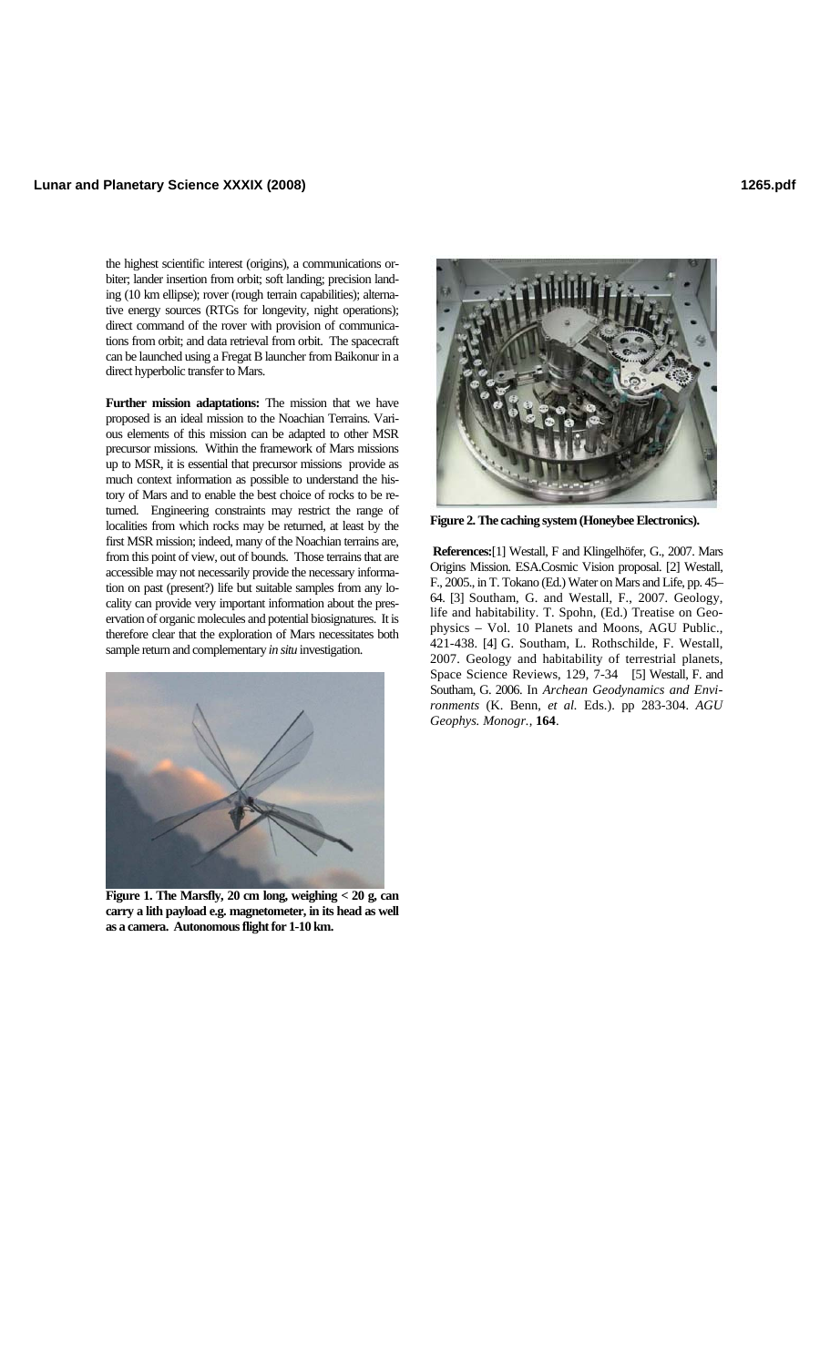the highest scientific interest (origins), a communications orbiter; lander insertion from orbit; soft landing; precision landing (10 km ellipse); rover (rough terrain capabilities); alternative energy sources (RTGs for longevity, night operations); direct command of the rover with provision of communications from orbit; and data retrieval from orbit. The spacecraft can be launched using a Fregat B launcher from Baikonur in a direct hyperbolic transfer to Mars.

**Further mission adaptations:** The mission that we have proposed is an ideal mission to the Noachian Terrains. Various elements of this mission can be adapted to other MSR precursor missions. Within the framework of Mars missions up to MSR, it is essential that precursor missions provide as much context information as possible to understand the history of Mars and to enable the best choice of rocks to be returned. Engineering constraints may restrict the range of localities from which rocks may be returned, at least by the first MSR mission; indeed, many of the Noachian terrains are, from this point of view, out of bounds. Those terrains that are accessible may not necessarily provide the necessary information on past (present?) life but suitable samples from any locality can provide very important information about the preservation of organic molecules and potential biosignatures. It is therefore clear that the exploration of Mars necessitates both sample return and complementary *in situ* investigation.

**Figure 1. The Marsfly, 20 cm long, weighing < 20 g, can carry a lith payload e.g. magnetometer, in its head as well as a camera. Autonomous flight for 1-10 km.**

**Figure 2. The caching system (Honeybee Electronics).**

**References:**[1] Westall, F and Klingelhöfer, G., 2007. Mars Origins Mission. ESA.Cosmic Vision proposal. [2] Westall, F., 2005., in T. Tokano (Ed.) Water on Mars and Life, pp. 45–64. [3] Southam, G. and Westall, F., 2007. Geology, life and habitability. T. Spohn, (Ed.) Treatise on Geophysics – Vol. 10 Planets and Moons, AGU Public., 421-438. [4] G. Southam, L. Rothschilde, F. Westall, 2007. Geology and habitability of terrestrial planets, Space Science Reviews, 129, 7-34 [5] Westall, F. and Southam, G. 2006. In *Archean Geodynamics and Environments* (K. Benn, *et al.* Eds.). pp 283-304. *AGU Geophys. Monogr.*, **164**.